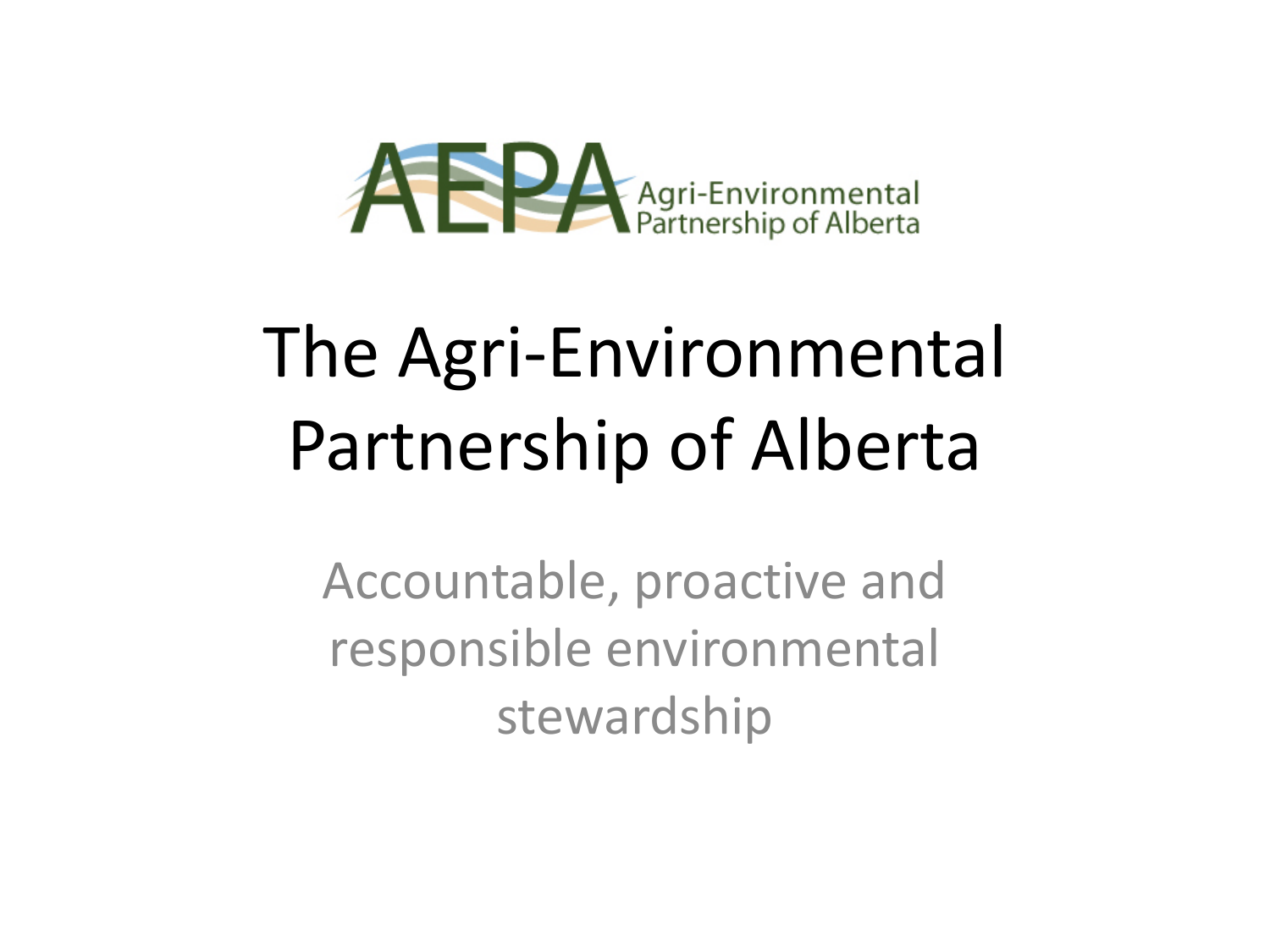AEPA Agri-Environmental Partnership of Alberta

# The Agri-Environmental Partnership of Alberta

Accountable, proactive and responsible environmental stewardship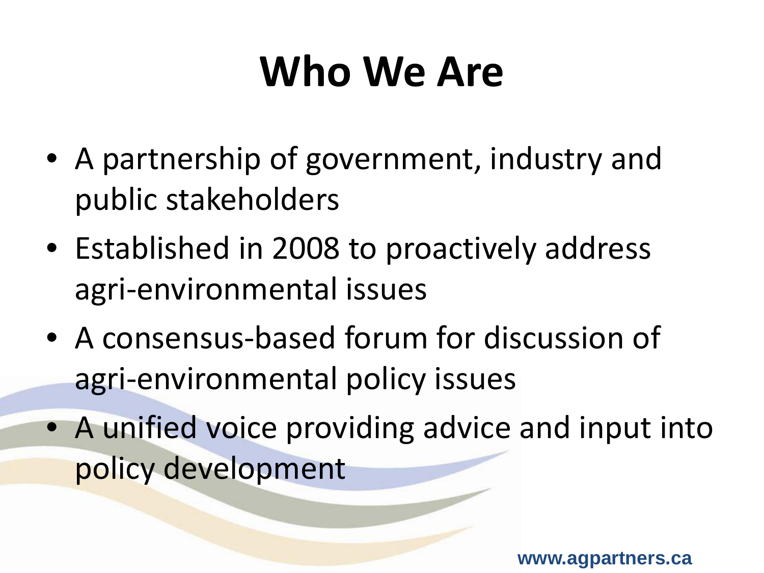# Who We Are

- A partnership of government, industry and public stakeholders
- Established in 2008 to proactively address agri-environmental issues
- A consensus-based forum for discussion of agri-environmental policy issues
- A unified voice providing advice and input into policy development

www.agpartners.ca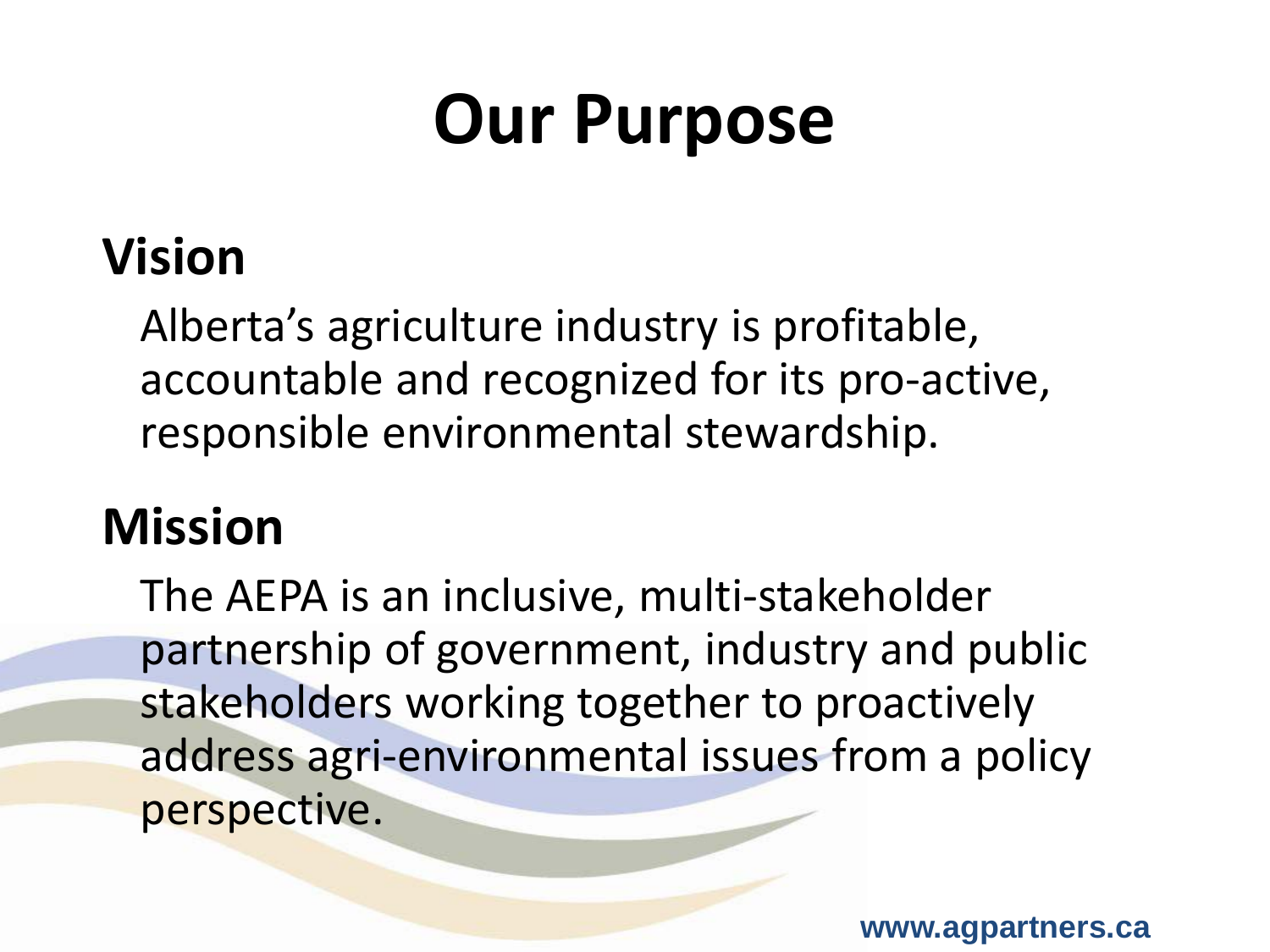# Our Purpose

## Vision

Alberta's agriculture industry is profitable, accountable and recognized for its pro-active, responsible environmental stewardship.

## Mission

The AEPA is an inclusive, multi-stakeholder partnership of government, industry and public stakeholders working together to proactively address agri-environmental issues from a policy perspective.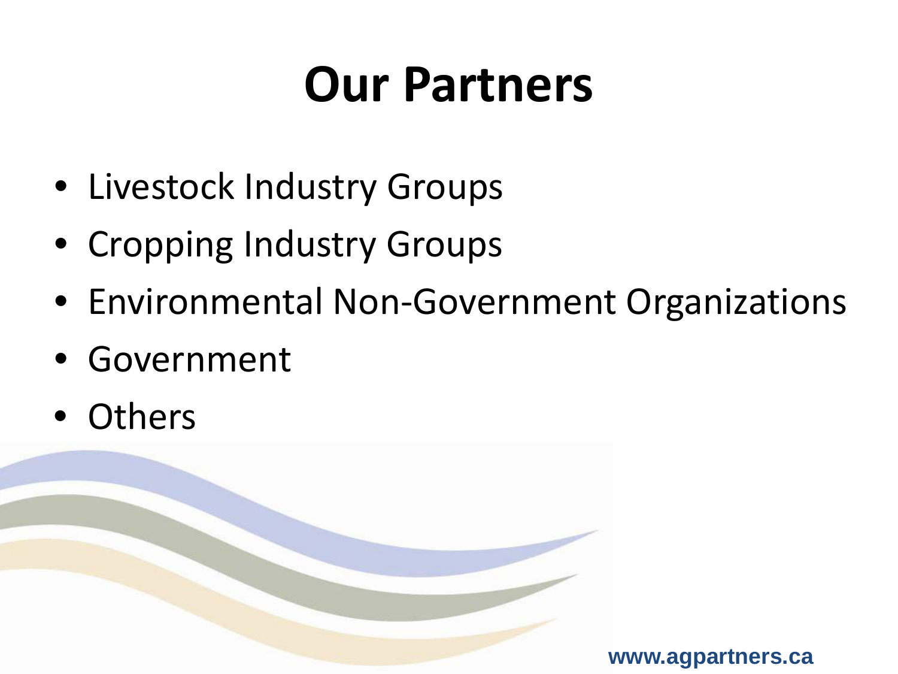# Our Partners

- Livestock Industry Groups
- Cropping Industry Groups
- Environmental Non-Government Organizations
- Government
- Others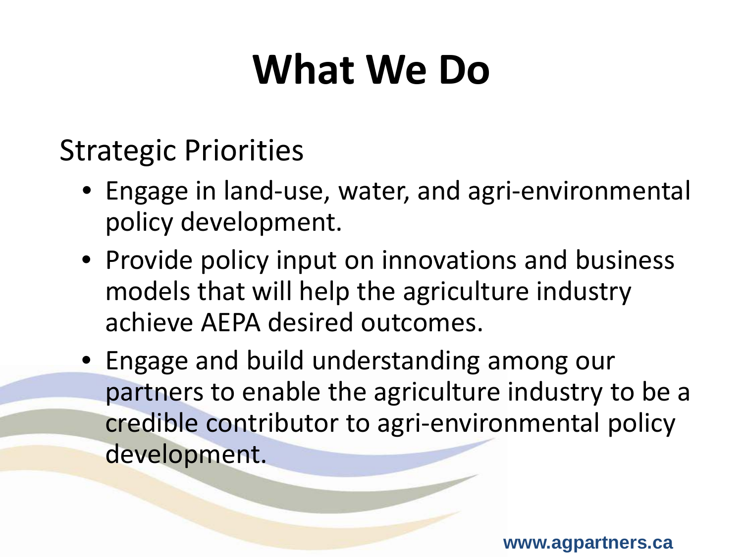# What We Do

Strategic Priorities

- Engage in land-use, water, and agri-environmental policy development.
- Provide policy input on innovations and business models that will help the agriculture industry achieve AEPA desired outcomes.
- Engage and build understanding among our partners to enable the agriculture industry to be a credible contributor to agri-environmental policy development.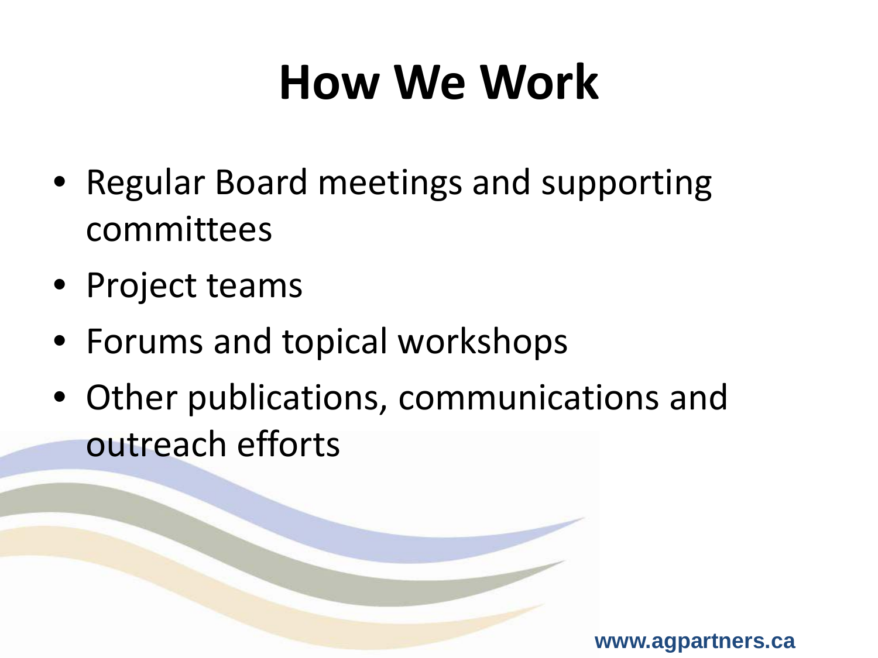# How We Work

- Regular Board meetings and supporting committees
- Project teams
- Forums and topical workshops
- Other publications, communications and outreach efforts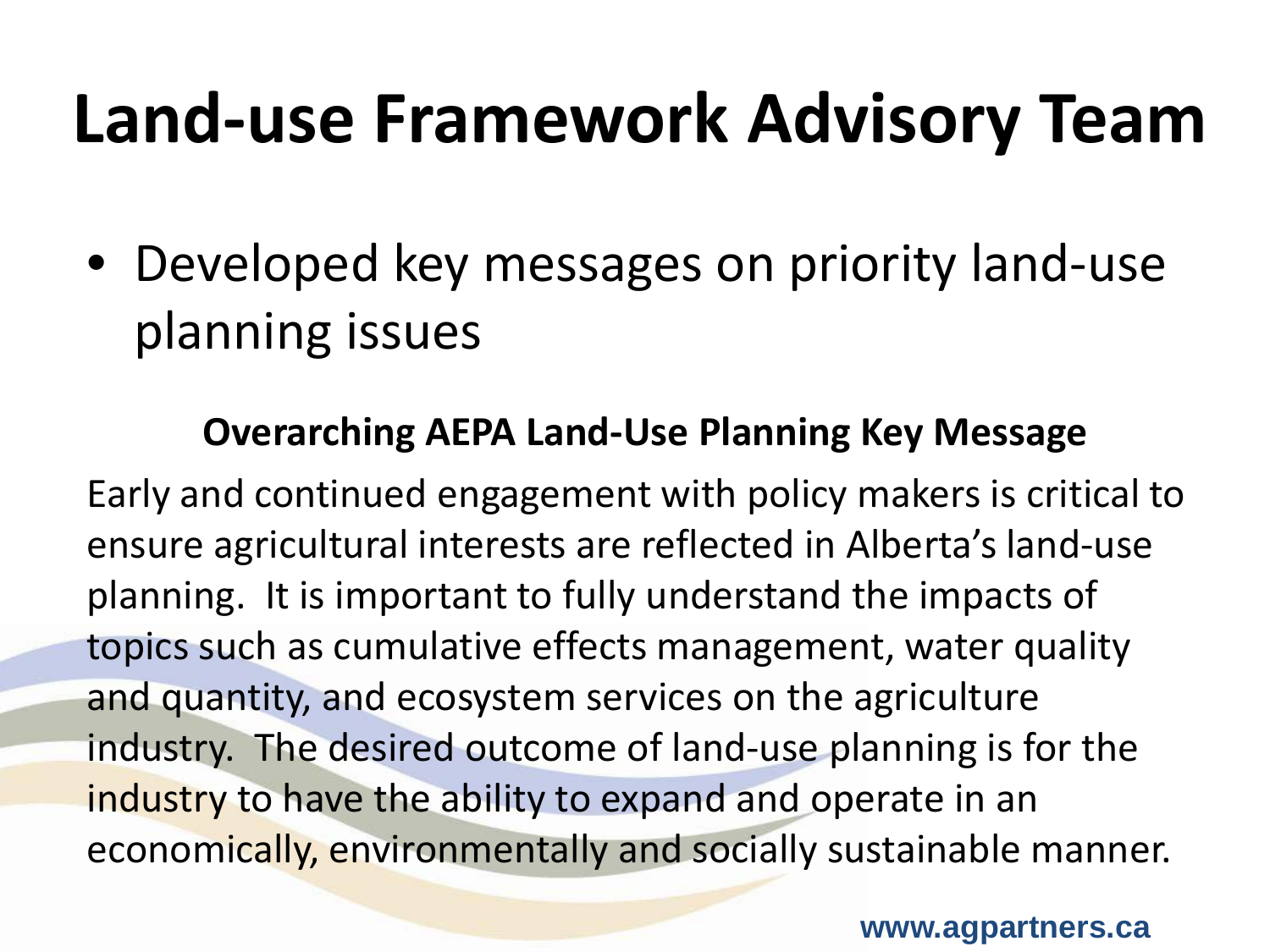# Land-use Framework Advisory Team

- Developed key messages on priority land-use planning issues

**Overarching AEPA Land-Use Planning Key Message**

Early and continued engagement with policy makers is critical to ensure agricultural interests are reflected in Alberta's land-use planning. It is important to fully understand the impacts of topics such as cumulative effects management, water quality and quantity, and ecosystem services on the agriculture industry. The desired outcome of land-use planning is for the industry to have the ability to expand and operate in an economically, environmentally and socially sustainable manner.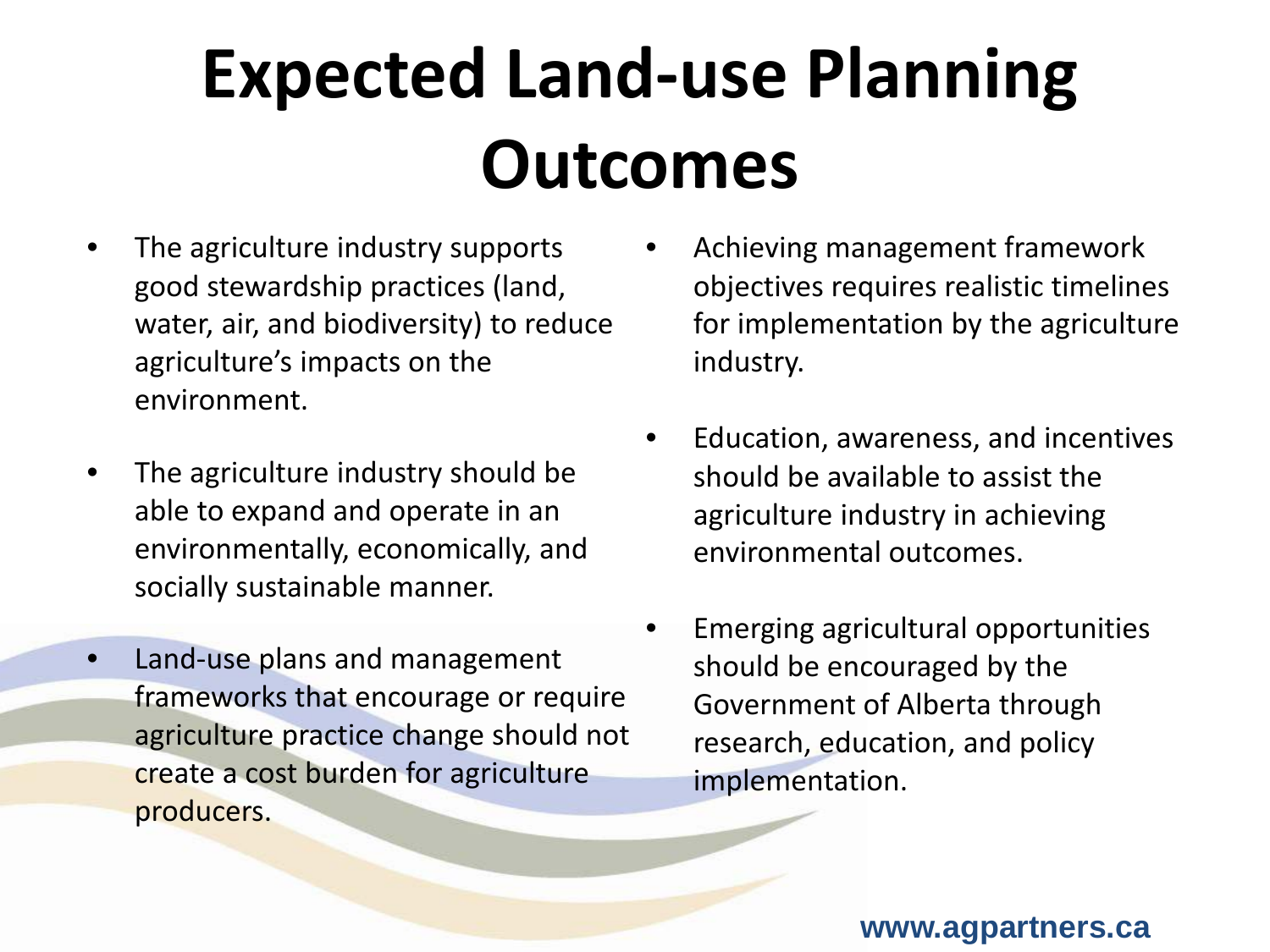# Expected Land-use Planning Outcomes

- The agriculture industry supports good stewardship practices (land, water, air, and biodiversity) to reduce agriculture's impacts on the environment.
- The agriculture industry should be able to expand and operate in an environmentally, economically, and socially sustainable manner.
- Land-use plans and management frameworks that encourage or require agriculture practice change should not create a cost burden for agriculture producers.
- Achieving management framework objectives requires realistic timelines for implementation by the agriculture industry.
- Education, awareness, and incentives should be available to assist the agriculture industry in achieving environmental outcomes.
- Emerging agricultural opportunities should be encouraged by the Government of Alberta through research, education, and policy implementation.

www.agpartners.ca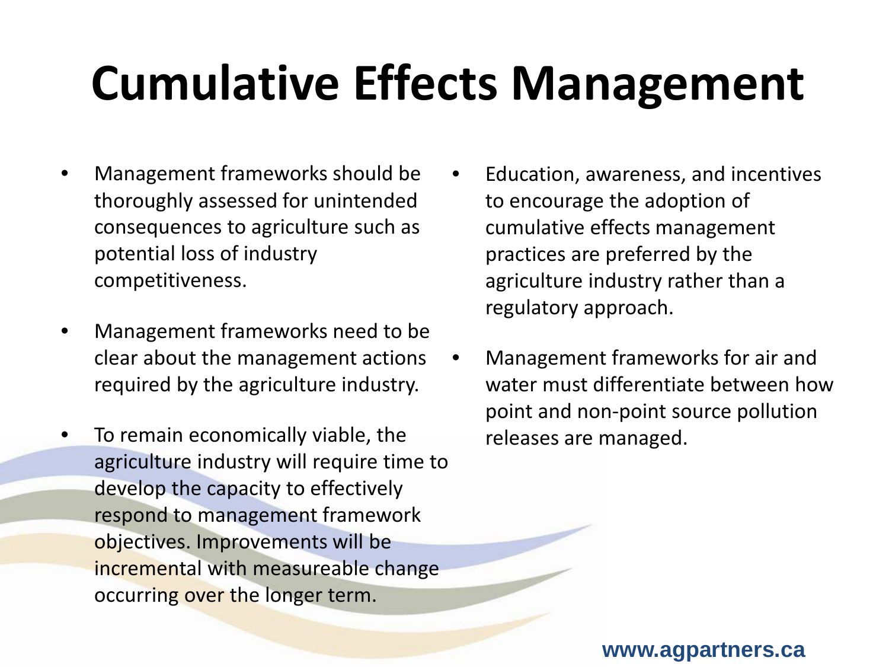# Cumulative Effects Management

- Management frameworks should be thoroughly assessed for unintended consequences to agriculture such as potential loss of industry competitiveness.
- Management frameworks need to be clear about the management actions required by the agriculture industry.
- To remain economically viable, the agriculture industry will require time to develop the capacity to effectively respond to management framework objectives. Improvements will be incremental with measureable change occurring over the longer term.
- Education, awareness, and incentives to encourage the adoption of cumulative effects management practices are preferred by the agriculture industry rather than a regulatory approach.
- Management frameworks for air and water must differentiate between how point and non-point source pollution releases are managed.

www.agpartners.ca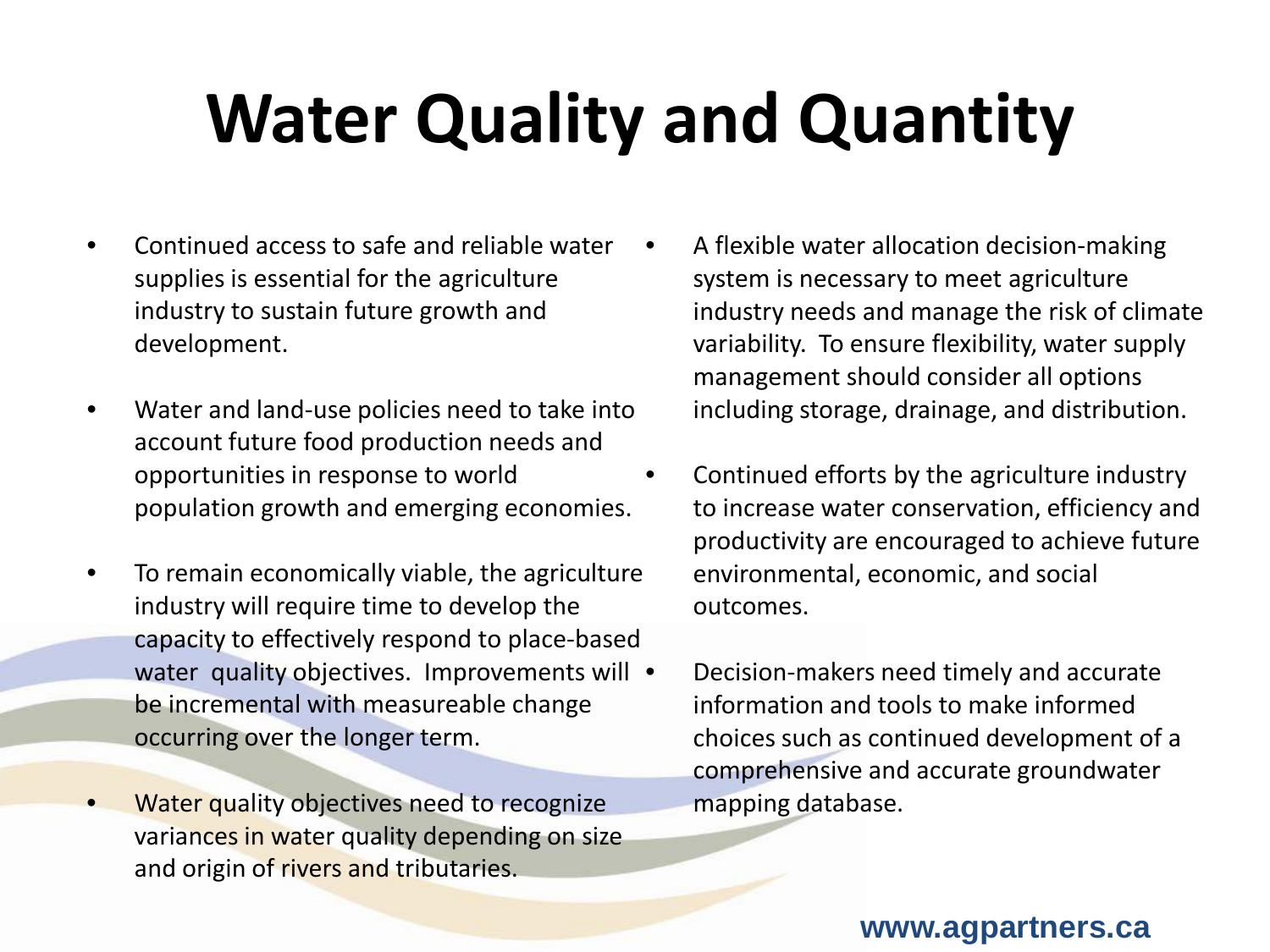# Water Quality and Quantity

- Continued access to safe and reliable water supplies is essential for the agriculture industry to sustain future growth and development.
- Water and land-use policies need to take into account future food production needs and opportunities in response to world population growth and emerging economies.
- To remain economically viable, the agriculture industry will require time to develop the capacity to effectively respond to place-based water quality objectives. Improvements will be incremental with measureable change occurring over the longer term.
- Water quality objectives need to recognize variances in water quality depending on size and origin of rivers and tributaries.
- A flexible water allocation decision-making system is necessary to meet agriculture industry needs and manage the risk of climate variability. To ensure flexibility, water supply management should consider all options including storage, drainage, and distribution.
- Continued efforts by the agriculture industry to increase water conservation, efficiency and productivity are encouraged to achieve future environmental, economic, and social outcomes.
- Decision-makers need timely and accurate information and tools to make informed choices such as continued development of a comprehensive and accurate groundwater mapping database.

www.agpartners.ca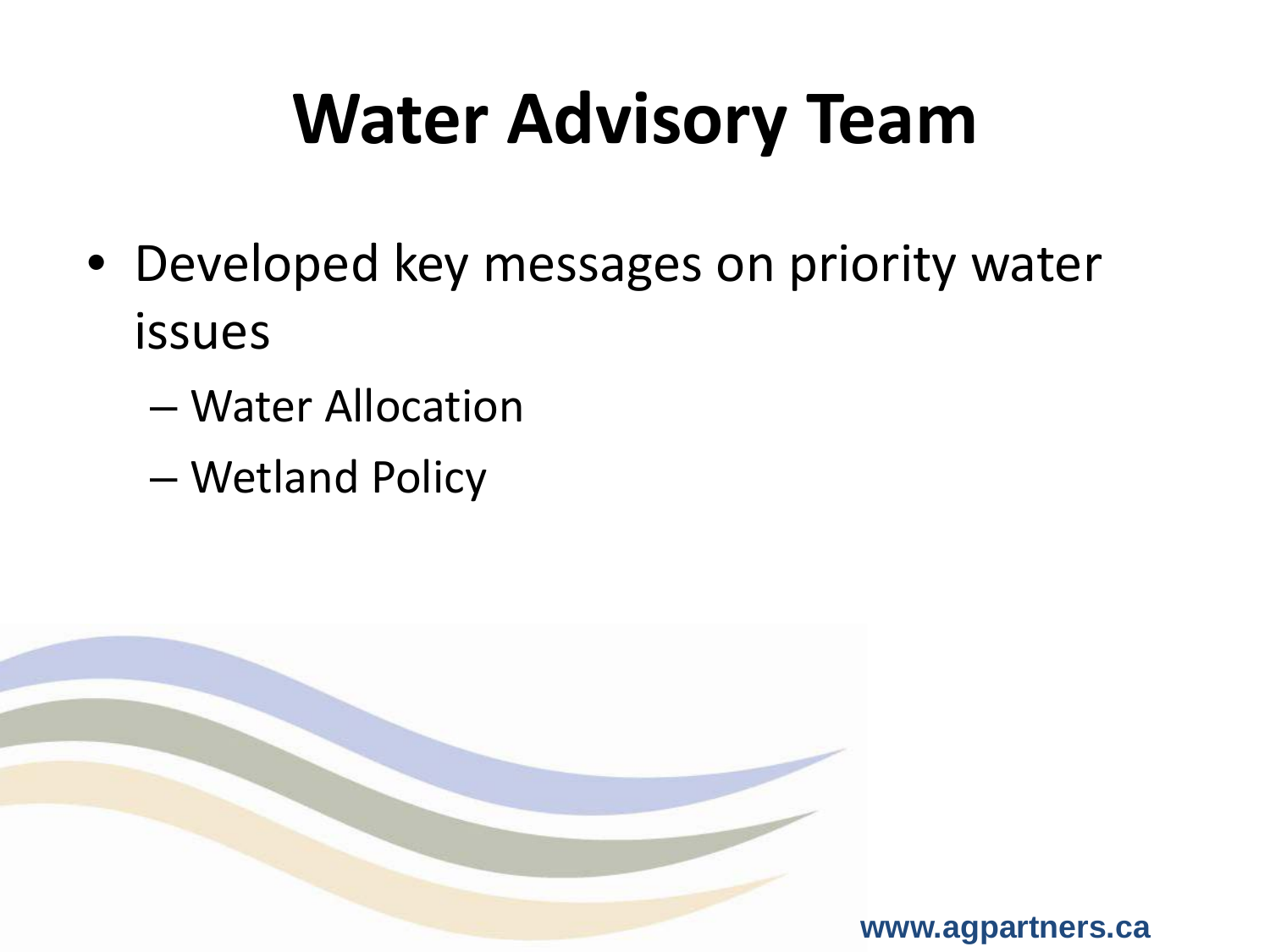# Water Advisory Team

- Developed key messages on priority water issues
  - Water Allocation
  - Wetland Policy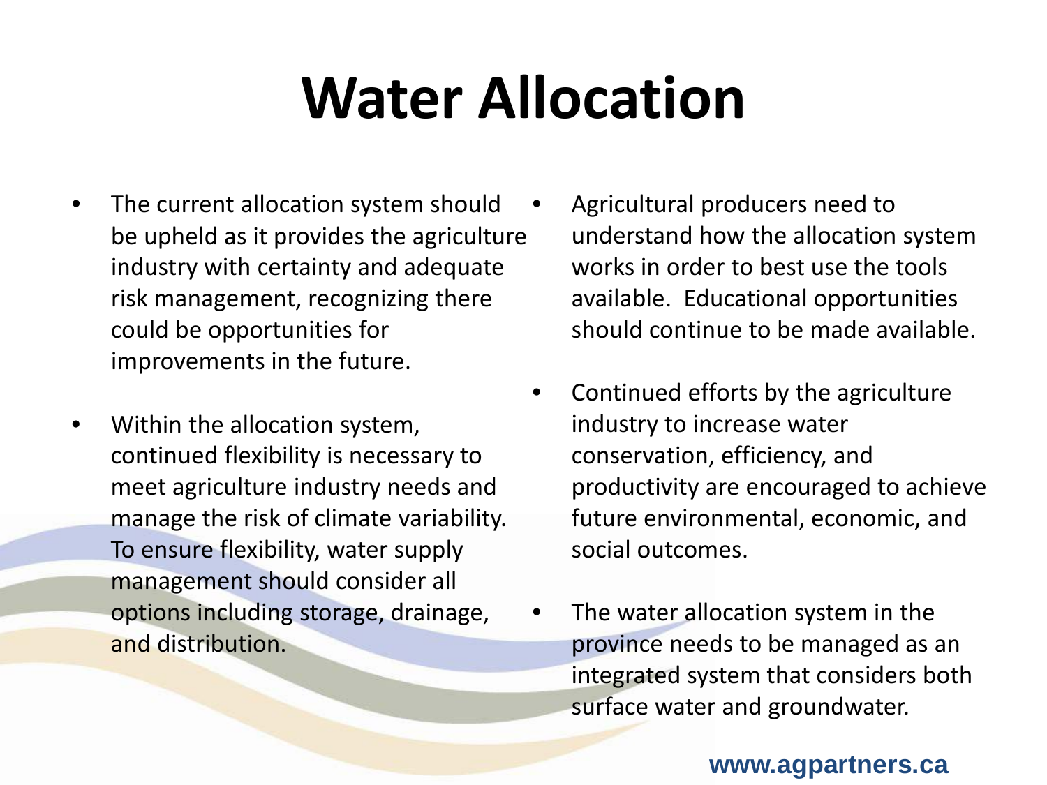# Water Allocation

- The current allocation system should be upheld as it provides the agriculture industry with certainty and adequate risk management, recognizing there could be opportunities for improvements in the future.
- Within the allocation system, continued flexibility is necessary to meet agriculture industry needs and manage the risk of climate variability. To ensure flexibility, water supply management should consider all options including storage, drainage, and distribution.
- Agricultural producers need to understand how the allocation system works in order to best use the tools available. Educational opportunities should continue to be made available.
- Continued efforts by the agriculture industry to increase water conservation, efficiency, and productivity are encouraged to achieve future environmental, economic, and social outcomes.
- The water allocation system in the province needs to be managed as an integrated system that considers both surface water and groundwater.

www.agpartners.ca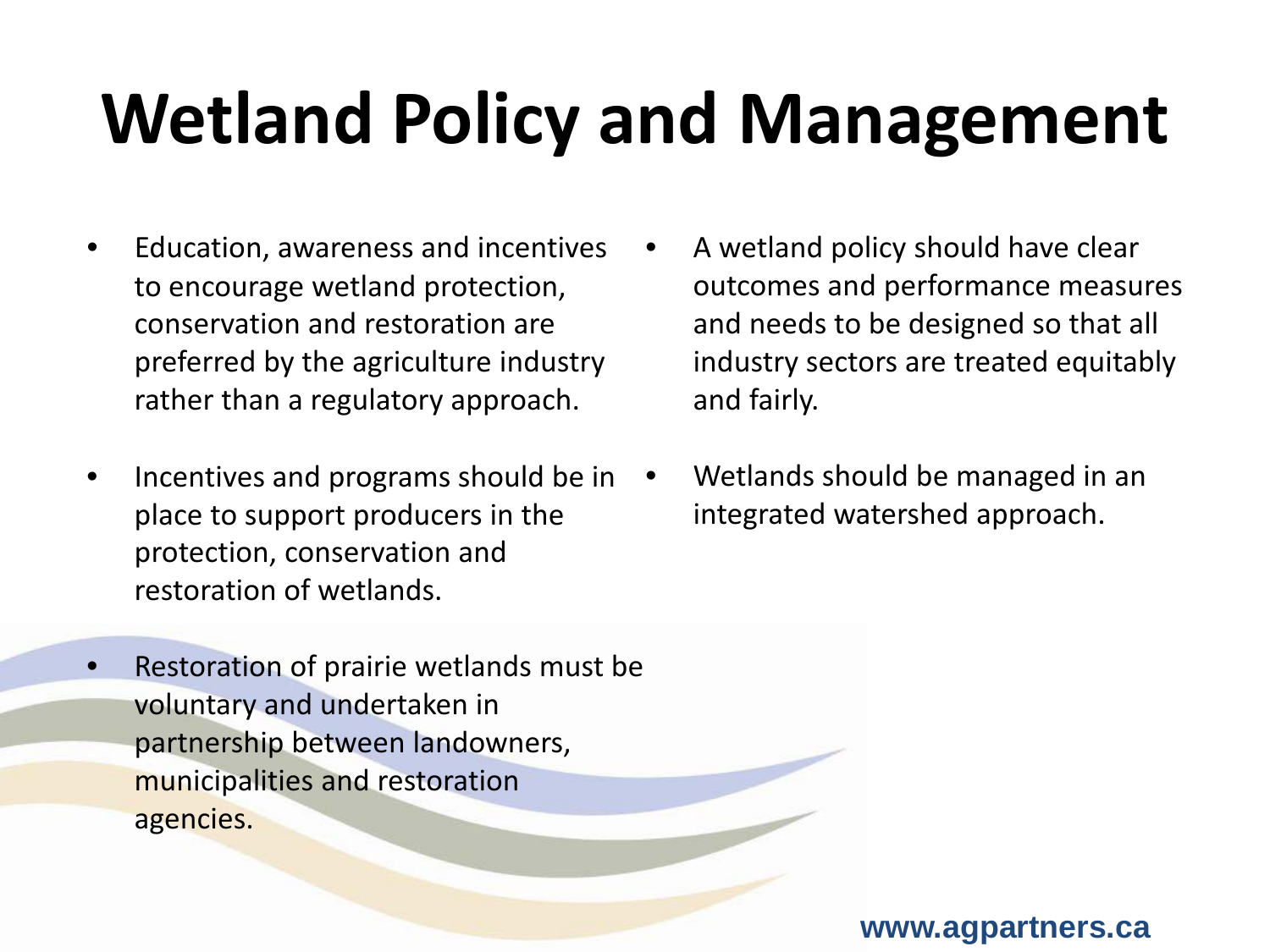# Wetland Policy and Management

- Education, awareness and incentives to encourage wetland protection, conservation and restoration are preferred by the agriculture industry rather than a regulatory approach.
- Incentives and programs should be in place to support producers in the protection, conservation and restoration of wetlands.
- Restoration of prairie wetlands must be voluntary and undertaken in partnership between landowners, municipalities and restoration agencies.
- A wetland policy should have clear outcomes and performance measures and needs to be designed so that all industry sectors are treated equitably and fairly.
- Wetlands should be managed in an integrated watershed approach.

www.agpartners.ca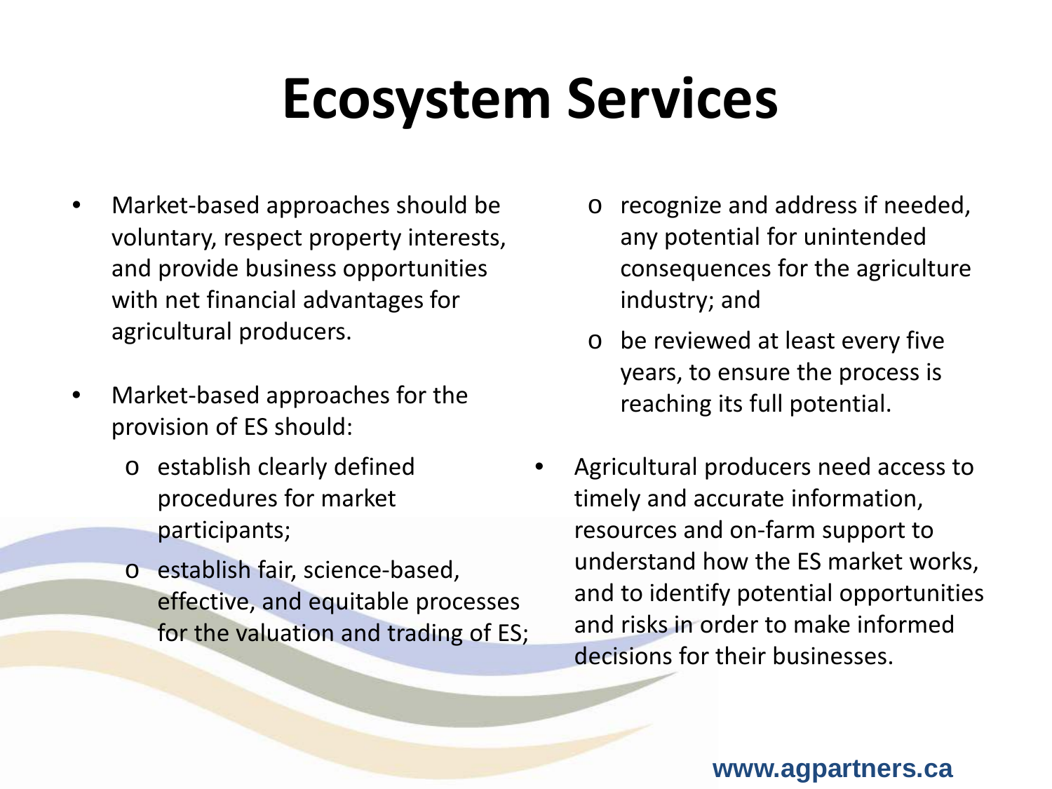# Ecosystem Services

- Market-based approaches should be voluntary, respect property interests, and provide business opportunities with net financial advantages for agricultural producers.
- Market-based approaches for the provision of ES should:
  - establish clearly defined procedures for market participants;
  - establish fair, science-based, effective, and equitable processes for the valuation and trading of ES;
  - recognize and address if needed, any potential for unintended consequences for the agriculture industry; and
  - be reviewed at least every five years, to ensure the process is reaching its full potential.
- Agricultural producers need access to timely and accurate information, resources and on-farm support to understand how the ES market works, and to identify potential opportunities and risks in order to make informed decisions for their businesses.

www.agpartners.ca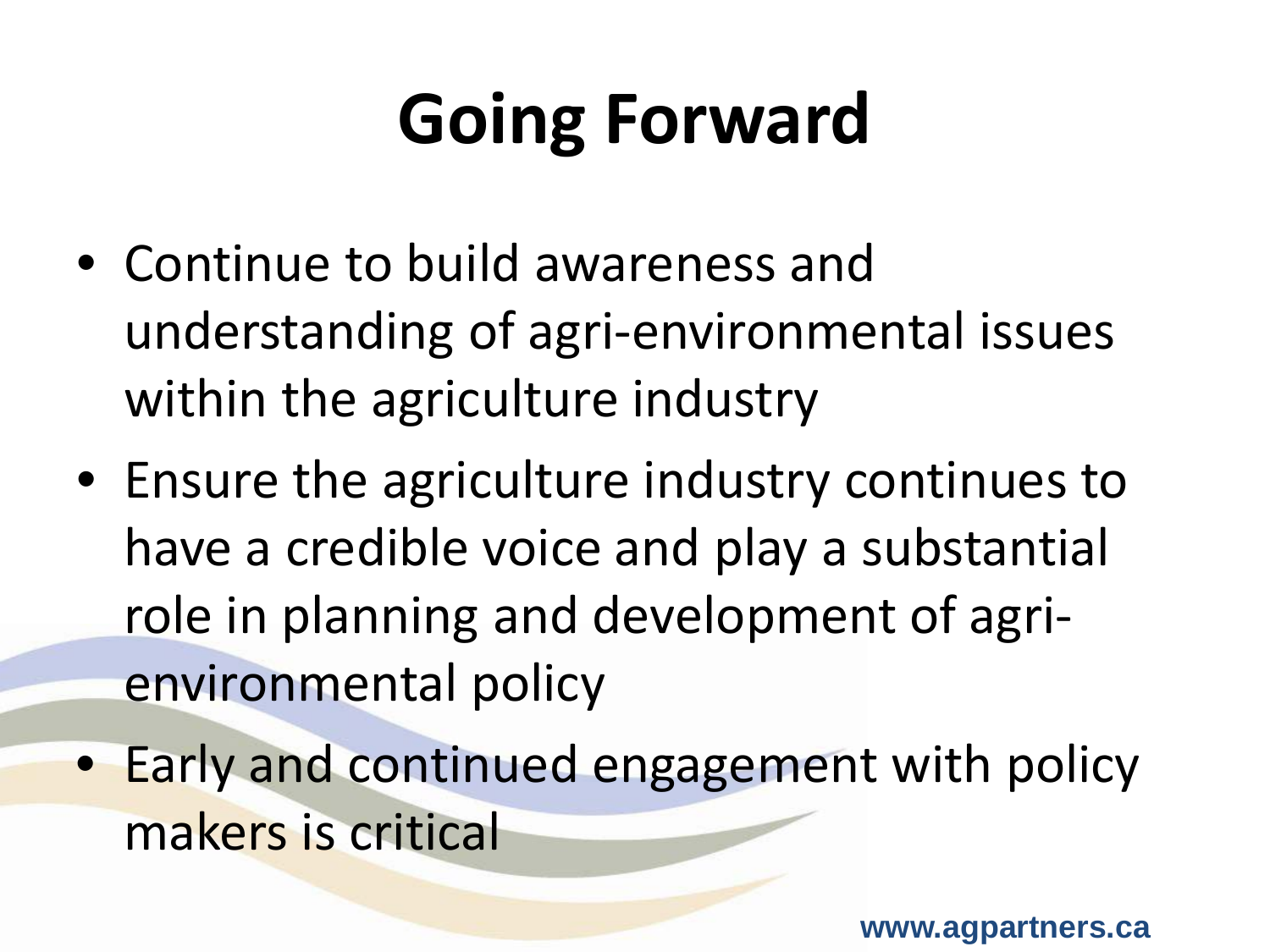# Going Forward

- Continue to build awareness and understanding of agri-environmental issues within the agriculture industry
- Ensure the agriculture industry continues to have a credible voice and play a substantial role in planning and development of agri-environmental policy
- Early and continued engagement with policy makers is critical

www.agpartners.ca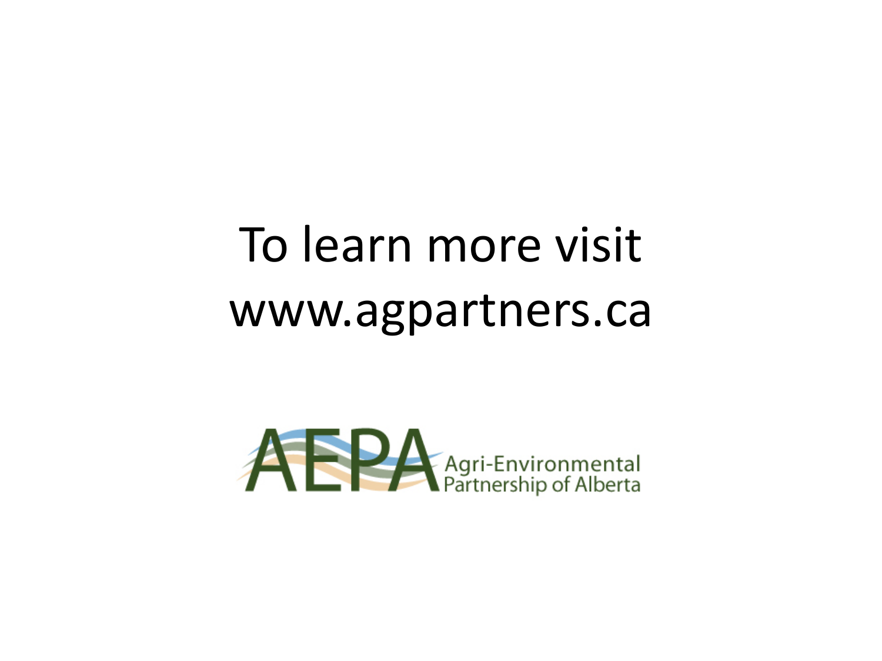To learn more visit
www.agpartners.ca

AEPA Agri-Environmental Partnership of Alberta